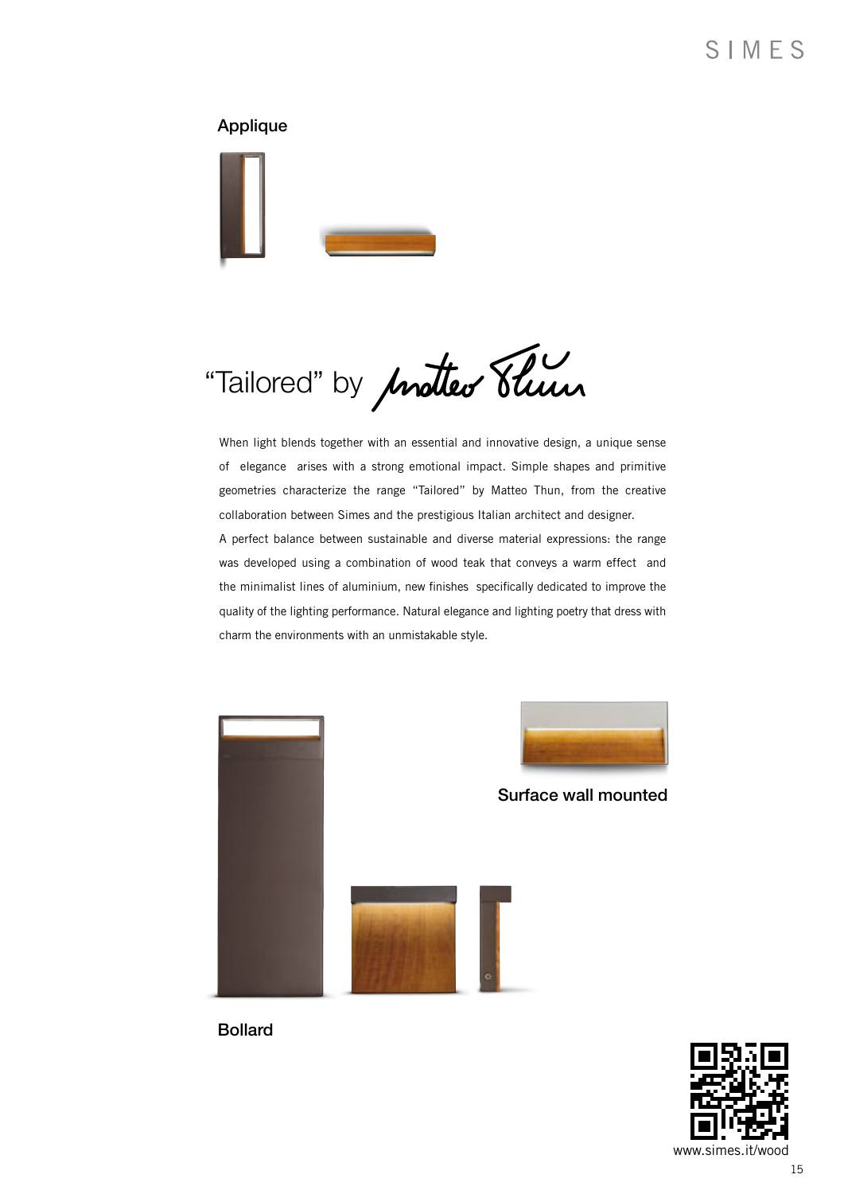### Applique

## "Tailored" by Matteo Thun

When light blends together with an essential and innovative design, a unique sense of elegance arises with a strong emotional impact. Simple shapes and primitive geometries characterize the range "Tailored" by Matteo Thun, from the creative collaboration between Simes and the prestigious Italian architect and designer.
A perfect balance between sustainable and diverse material expressions: the range was developed using a combination of wood teak that conveys a warm effect and the minimalist lines of aluminium, new finishes specifically dedicated to improve the quality of the lighting performance. Natural elegance and lighting poetry that dress with charm the environments with an unmistakable style.

### Surface wall mounted

### Bollard

www.simes.it/wood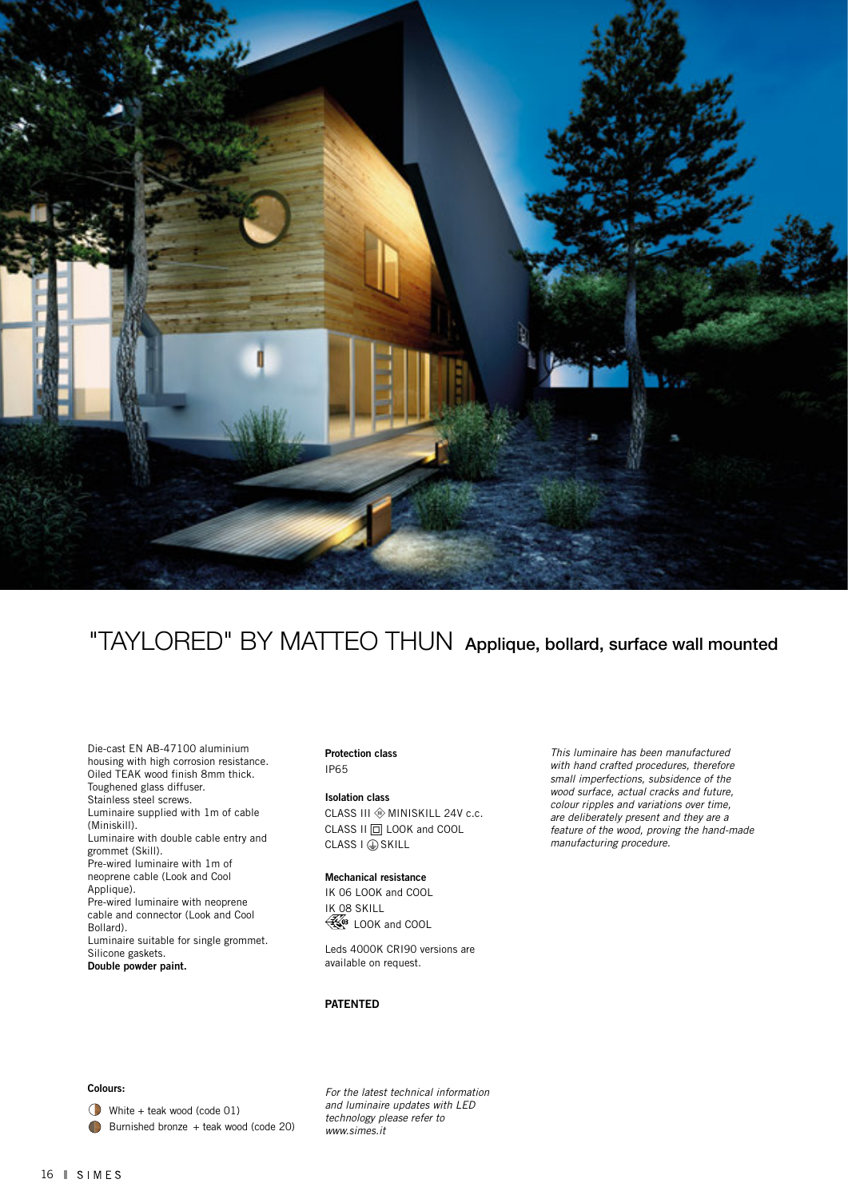# "TAYLORED" BY MATTEO THUN Applique, bollard, surface wall mounted

Die-cast EN AB-47100 aluminium housing with high corrosion resistance.
Oiled TEAK wood finish 8mm thick.
Toughened glass diffuser.
Stainless steel screws.
Luminaire supplied with 1m of cable (Miniskill).
Luminaire with double cable entry and grommet (Skill).
Pre-wired luminaire with 1m of neoprene cable (Look and Cool Applique).
Pre-wired luminaire with neoprene cable and connector (Look and Cool Bollard).
Luminaire suitable for single grommet.
Silicone gaskets.
**Double powder paint.**

**Protection class**
IP65

**Isolation class**
CLASS III MINISKILL 24V c.c.
CLASS II LOOK and COOL
CLASS I SKILL

**Mechanical resistance**
IK 06 LOOK and COOL
IK 08 SKILL
LOOK and COOL

Leds 4000K CRI90 versions are available on request.

**PATENTED**

*This luminaire has been manufactured with hand crafted procedures, therefore small imperfections, subsidence of the wood surface, actual cracks and future, colour ripples and variations over time, are deliberately present and they are a feature of the wood, proving the hand-made manufacturing procedure.*

**Colours:**

- White + teak wood (code 01)
- Burnished bronze + teak wood (code 20)

*For the latest technical information and luminaire updates with LED technology please refer to www.simes.it*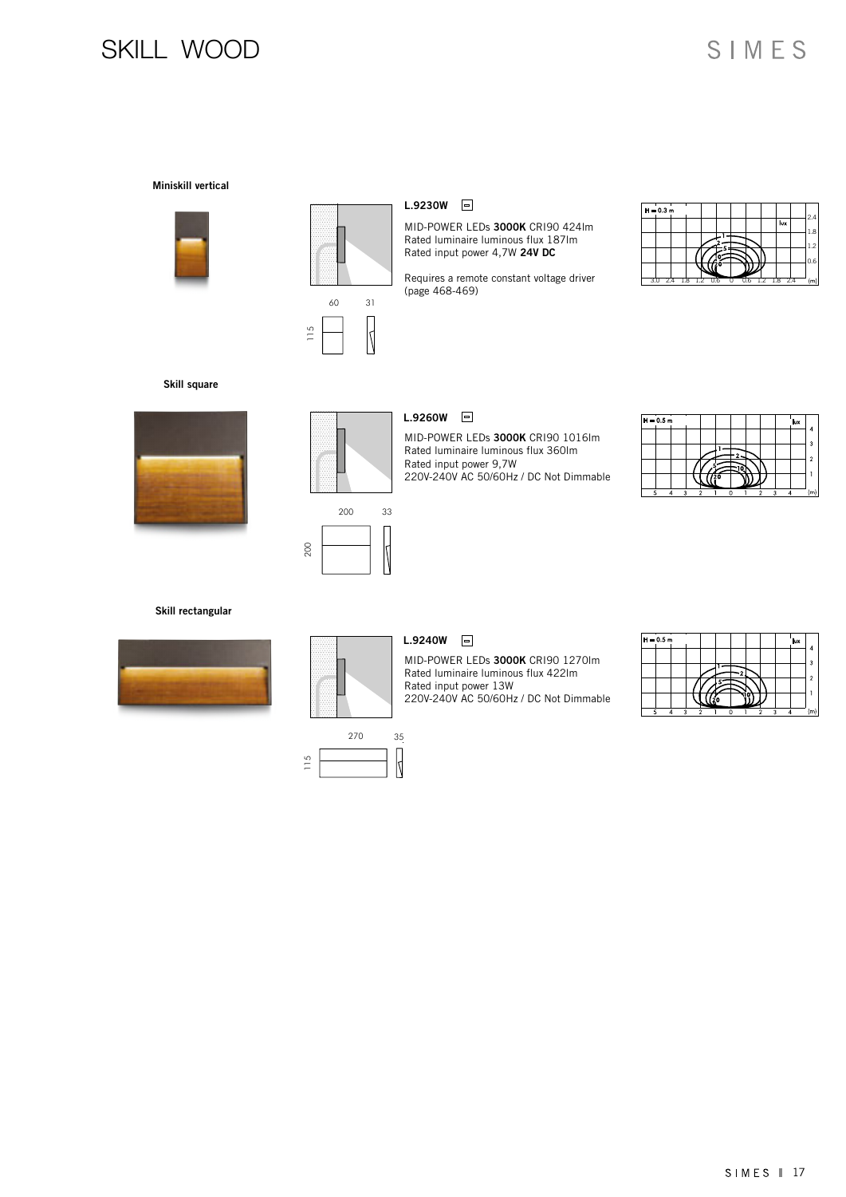# SKILL WOOD

## Miniskill vertical

60 31

115

### L.9230W

MID-POWER LEDs **3000K** CRI90 424lm
Rated luminaire luminous flux 187lm
Rated input power 4,7W **24V DC**

Requires a remote constant voltage driver (page 468-469)

## Skill square

200 33

200

### L.9260W

MID-POWER LEDs **3000K** CRI90 1016lm
Rated luminaire luminous flux 360lm
Rated input power 9,7W
220V-240V AC 50/60Hz / DC Not Dimmable

## Skill rectangular

270 35

115

### L.9240W

MID-POWER LEDs **3000K** CRI90 1270lm
Rated luminaire luminous flux 422lm
Rated input power 13W
220V-240V AC 50/60Hz / DC Not Dimmable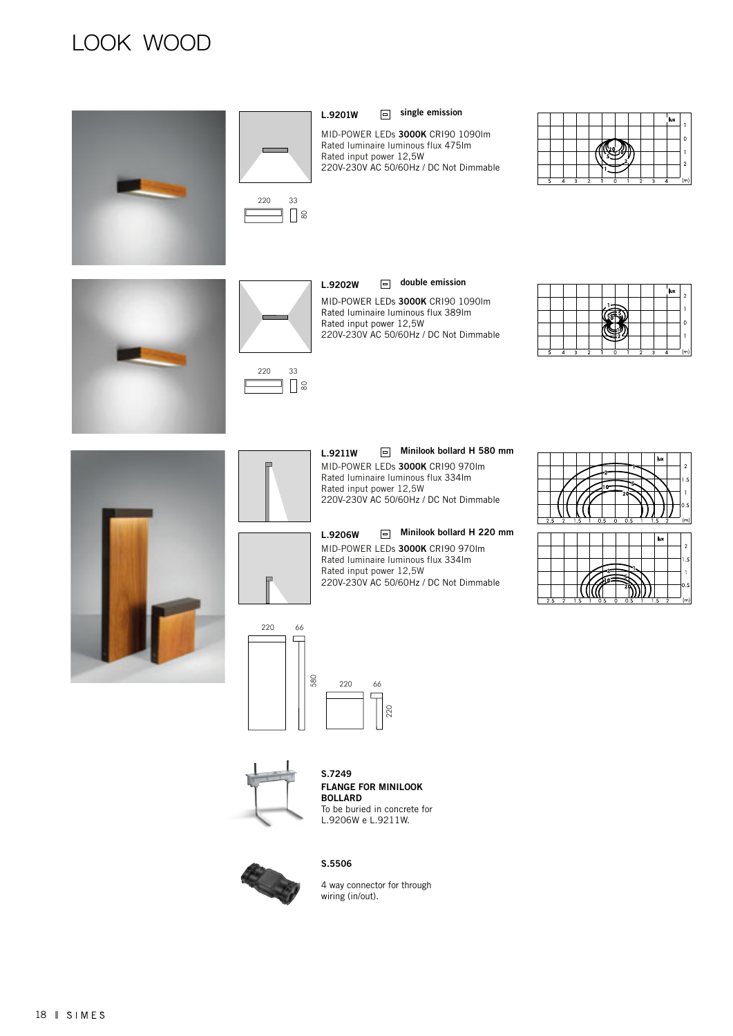# LOOK WOOD

### L.9201W — single emission

MID-POWER LEDs **3000K** CRI90 1090lm
Rated luminaire luminous flux 475lm
Rated input power 12,5W
220V-230V AC 50/60Hz / DC Not Dimmable

220 33 80

### L.9202W — double emission

MID-POWER LEDs **3000K** CRI90 1090lm
Rated luminaire luminous flux 389lm
Rated input power 12,5W
220V-230V AC 50/60Hz / DC Not Dimmable

220 33 80

### L.9211W — Minilook bollard H 580 mm

MID-POWER LEDs **3000K** CRI90 970lm
Rated luminaire luminous flux 334lm
Rated input power 12,5W
220V-230V AC 50/60Hz / DC Not Dimmable

### L.9206W — Minilook bollard H 220 mm

MID-POWER LEDs **3000K** CRI90 970lm
Rated luminaire luminous flux 334lm
Rated input power 12,5W
220V-230V AC 50/60Hz / DC Not Dimmable

220 66 580

220 66 220

### S.7249

**FLANGE FOR MINILOOK BOLLARD**
To be buried in concrete for L.9206W e L.9211W.

### S.5506

4 way connector for through wiring (in/out).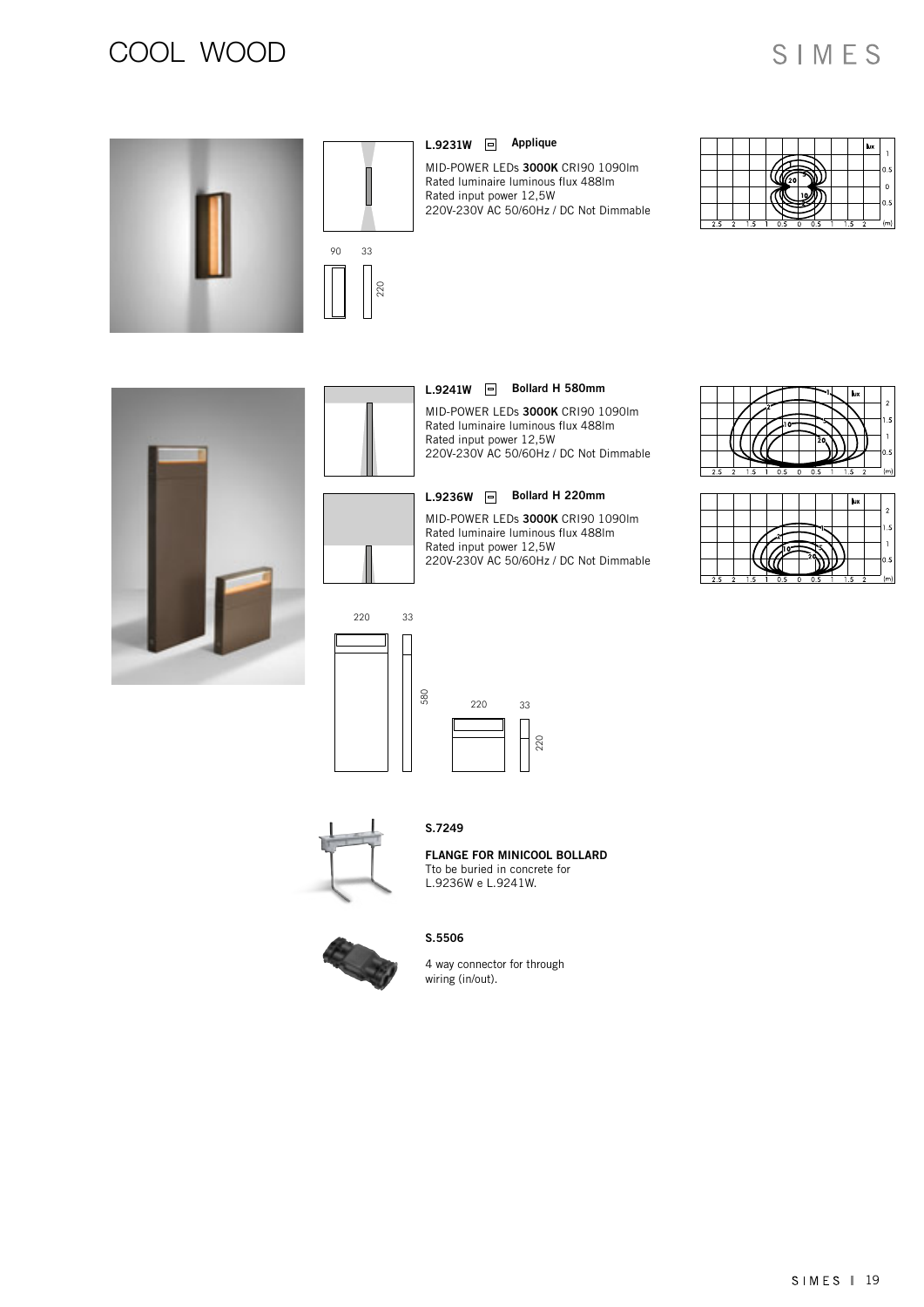# COOL WOOD

**L.9231W** ▭ **Applique**

MID-POWER LEDs **3000K** CRI90 1090lm
Rated luminaire luminous flux 488lm
Rated input power 12,5W
220V-230V AC 50/60Hz / DC Not Dimmable

90 33
220

lux
1
0.5
0
0.5
20
10
5
2
1
2.5 2 1.5 1 0.5 0 0.5 1 1.5 2 (m)

**L.9241W** ▭ **Bollard H 580mm**

MID-POWER LEDs **3000K** CRI90 1090lm
Rated luminaire luminous flux 488lm
Rated input power 12,5W
220V-230V AC 50/60Hz / DC Not Dimmable

lux
2
1.5
1
0.5
1
2
10
5
20
2.5 2 1.5 1 0.5 0 0.5 1 1.5 2 (m)

**L.9236W** ▭ **Bollard H 220mm**

MID-POWER LEDs **3000K** CRI90 1090lm
Rated luminaire luminous flux 488lm
Rated input power 12,5W
220V-230V AC 50/60Hz / DC Not Dimmable

lux
2
1.5
1
0.5
1
2
10
5
20
2.5 2 1.5 1 0.5 0 0.5 1 1.5 2 (m)

220 33
580

220 33
220

**S.7249**

**FLANGE FOR MINICOOL BOLLARD**
Tto be buried in concrete for
L.9236W e L.9241W.

**S.5506**

4 way connector for through
wiring (in/out).